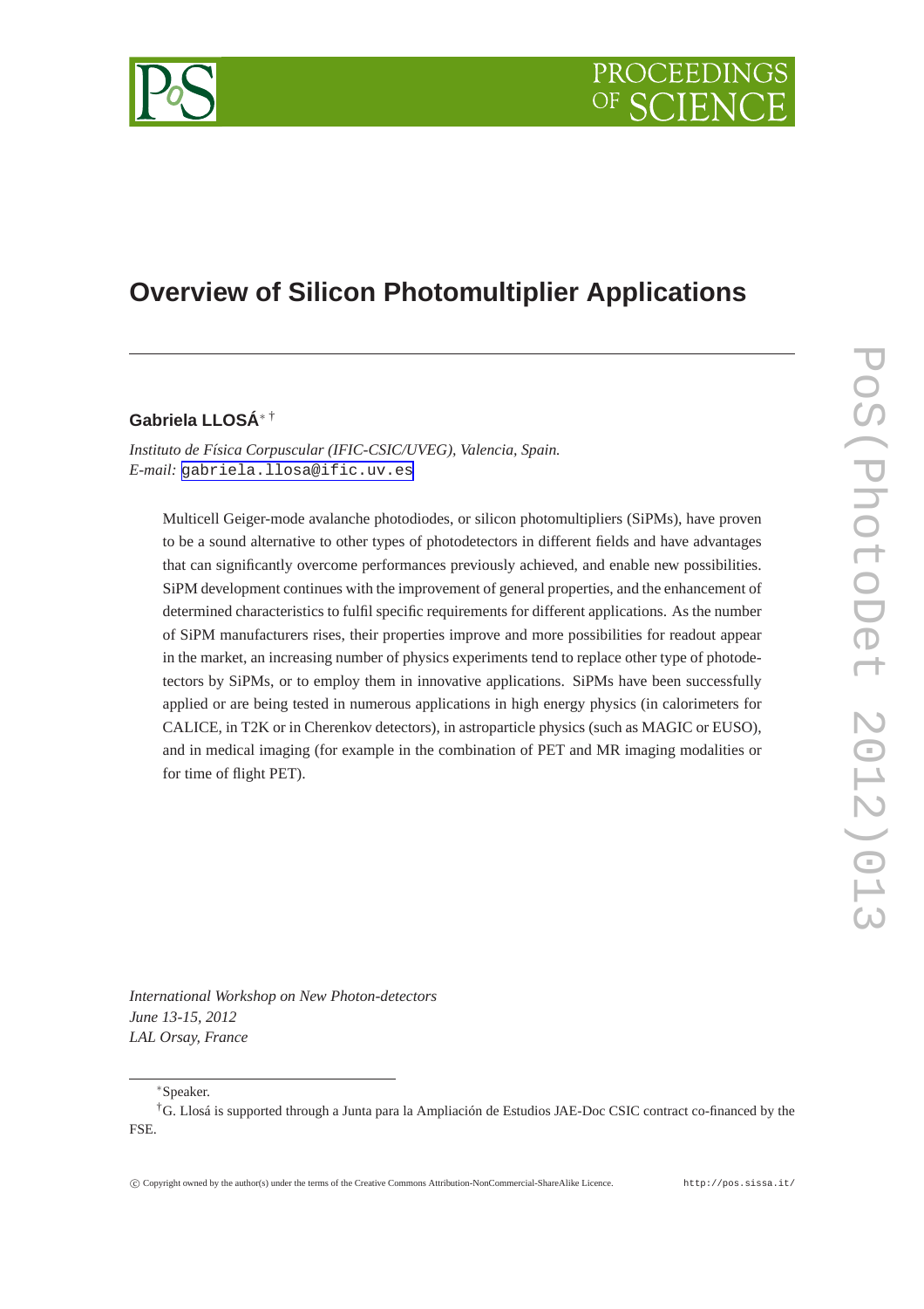# Overview of Silicon Photomultiplier Applications

**Gabriela LLOSÁ**[*] [†]

*Instituto de Física Corpuscular (IFIC-CSIC/UVEG), Valencia, Spain.*
*E-mail:* gabriela.llosa@ific.uv.es

Multicell Geiger-mode avalanche photodiodes, or silicon photomultipliers (SiPMs), have proven to be a sound alternative to other types of photodetectors in different fields and have advantages that can significantly overcome performances previously achieved, and enable new possibilities. SiPM development continues with the improvement of general properties, and the enhancement of determined characteristics to fulfil specific requirements for different applications. As the number of SiPM manufacturers rises, their properties improve and more possibilities for readout appear in the market, an increasing number of physics experiments tend to replace other type of photodetectors by SiPMs, or to employ them in innovative applications. SiPMs have been successfully applied or are being tested in numerous applications in high energy physics (in calorimeters for CALICE, in T2K or in Cherenkov detectors), in astroparticle physics (such as MAGIC or EUSO), and in medical imaging (for example in the combination of PET and MR imaging modalities or for time of flight PET).

*International Workshop on New Photon-detectors*
*June 13-15, 2012*
*LAL Orsay, France*

---

[*] Speaker.

[†] G. Llosá is supported through a Junta para la Ampliación de Estudios JAE-Doc CSIC contract co-financed by the FSE.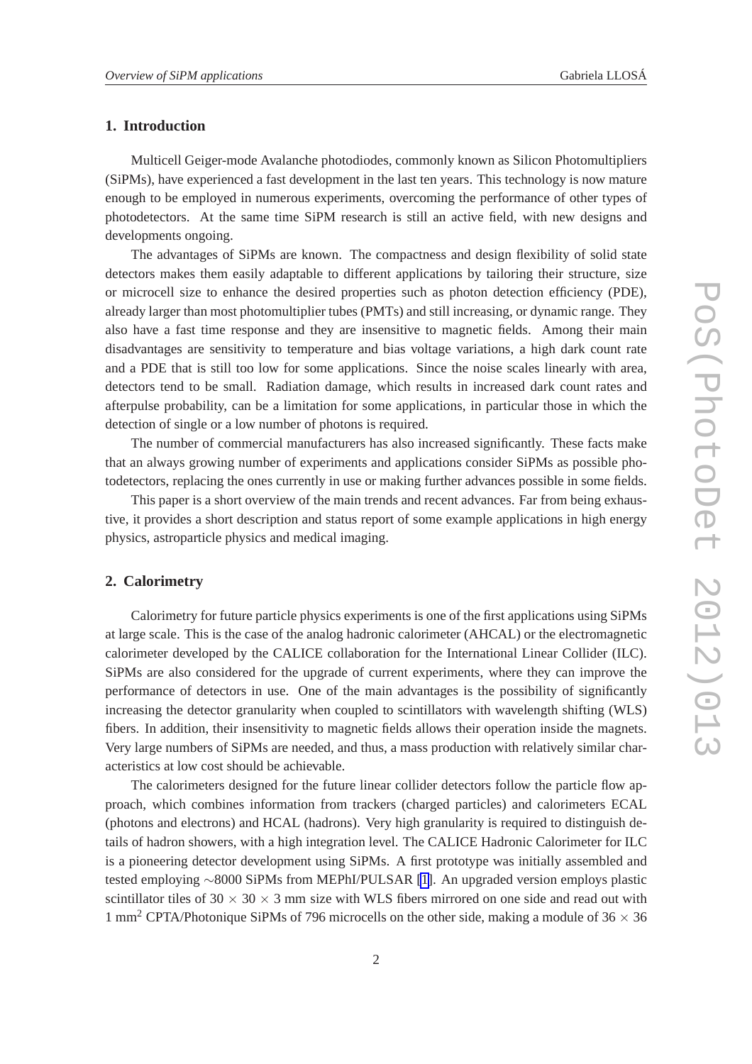## 1. Introduction

Multicell Geiger-mode Avalanche photodiodes, commonly known as Silicon Photomultipliers (SiPMs), have experienced a fast development in the last ten years. This technology is now mature enough to be employed in numerous experiments, overcoming the performance of other types of photodetectors. At the same time SiPM research is still an active field, with new designs and developments ongoing.

The advantages of SiPMs are known. The compactness and design flexibility of solid state detectors makes them easily adaptable to different applications by tailoring their structure, size or microcell size to enhance the desired properties such as photon detection efficiency (PDE), already larger than most photomultiplier tubes (PMTs) and still increasing, or dynamic range. They also have a fast time response and they are insensitive to magnetic fields. Among their main disadvantages are sensitivity to temperature and bias voltage variations, a high dark count rate and a PDE that is still too low for some applications. Since the noise scales linearly with area, detectors tend to be small. Radiation damage, which results in increased dark count rates and afterpulse probability, can be a limitation for some applications, in particular those in which the detection of single or a low number of photons is required.

The number of commercial manufacturers has also increased significantly. These facts make that an always growing number of experiments and applications consider SiPMs as possible photodetectors, replacing the ones currently in use or making further advances possible in some fields.

This paper is a short overview of the main trends and recent advances. Far from being exhaustive, it provides a short description and status report of some example applications in high energy physics, astroparticle physics and medical imaging.

## 2. Calorimetry

Calorimetry for future particle physics experiments is one of the first applications using SiPMs at large scale. This is the case of the analog hadronic calorimeter (AHCAL) or the electromagnetic calorimeter developed by the CALICE collaboration for the International Linear Collider (ILC). SiPMs are also considered for the upgrade of current experiments, where they can improve the performance of detectors in use. One of the main advantages is the possibility of significantly increasing the detector granularity when coupled to scintillators with wavelength shifting (WLS) fibers. In addition, their insensitivity to magnetic fields allows their operation inside the magnets. Very large numbers of SiPMs are needed, and thus, a mass production with relatively similar characteristics at low cost should be achievable.

The calorimeters designed for the future linear collider detectors follow the particle flow approach, which combines information from trackers (charged particles) and calorimeters ECAL (photons and electrons) and HCAL (hadrons). Very high granularity is required to distinguish details of hadron showers, with a high integration level. The CALICE Hadronic Calorimeter for ILC is a pioneering detector development using SiPMs. A first prototype was initially assembled and tested employing $\sim$8000 SiPMs from MEPhI/PULSAR [1]. An upgraded version employs plastic scintillator tiles of $30 \times 30 \times 3$ mm size with WLS fibers mirrored on one side and read out with 1 mm$^2$ CPTA/Photonique SiPMs of 796 microcells on the other side, making a module of $36 \times 36$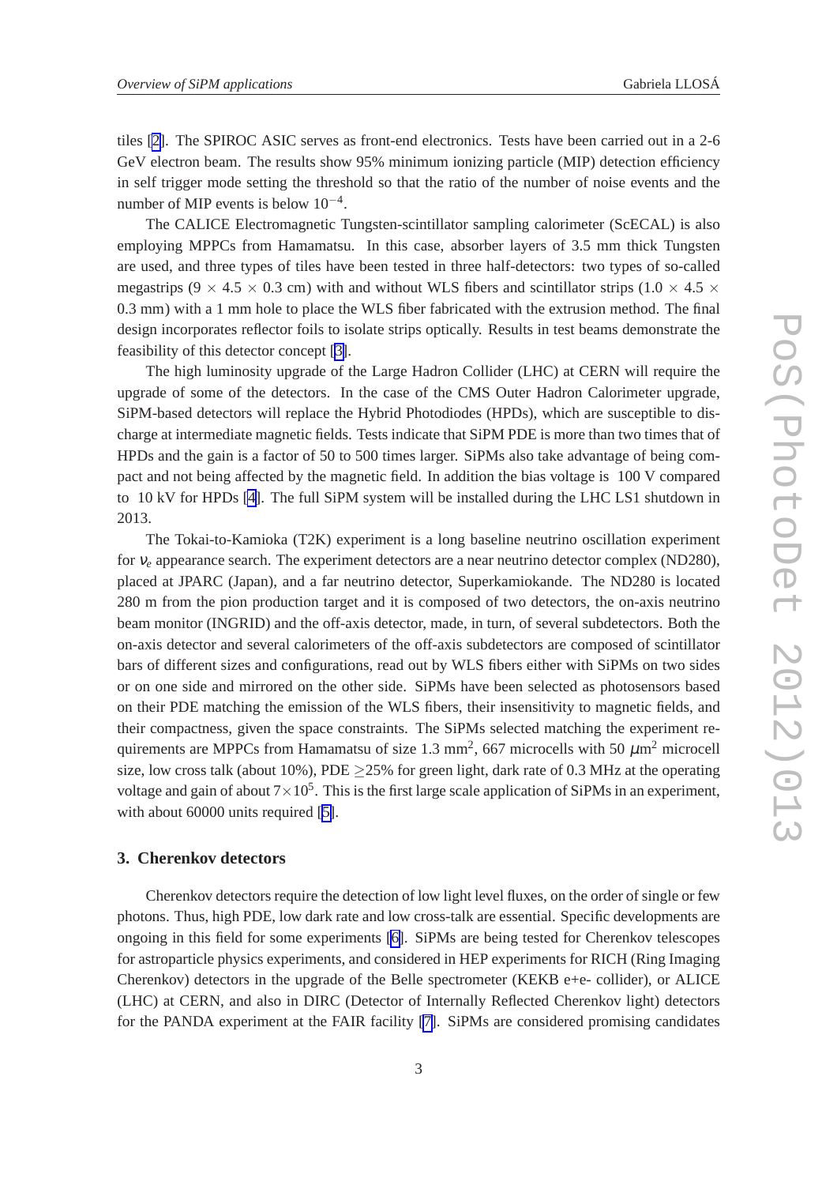tiles [2]. The SPIROC ASIC serves as front-end electronics. Tests have been carried out in a 2-6 GeV electron beam. The results show 95% minimum ionizing particle (MIP) detection efficiency in self trigger mode setting the threshold so that the ratio of the number of noise events and the number of MIP events is below $10^{-4}$.

The CALICE Electromagnetic Tungsten-scintillator sampling calorimeter (ScECAL) is also employing MPPCs from Hamamatsu. In this case, absorber layers of 3.5 mm thick Tungsten are used, and three types of tiles have been tested in three half-detectors: two types of so-called megastrips ($9 \times 4.5 \times 0.3$ cm) with and without WLS fibers and scintillator strips ($1.0 \times 4.5 \times 0.3$ mm) with a 1 mm hole to place the WLS fiber fabricated with the extrusion method. The final design incorporates reflector foils to isolate strips optically. Results in test beams demonstrate the feasibility of this detector concept [3].

The high luminosity upgrade of the Large Hadron Collider (LHC) at CERN will require the upgrade of some of the detectors. In the case of the CMS Outer Hadron Calorimeter upgrade, SiPM-based detectors will replace the Hybrid Photodiodes (HPDs), which are susceptible to discharge at intermediate magnetic fields. Tests indicate that SiPM PDE is more than two times that of HPDs and the gain is a factor of 50 to 500 times larger. SiPMs also take advantage of being compact and not being affected by the magnetic field. In addition the bias voltage is 100 V compared to 10 kV for HPDs [4]. The full SiPM system will be installed during the LHC LS1 shutdown in 2013.

The Tokai-to-Kamioka (T2K) experiment is a long baseline neutrino oscillation experiment for $\nu_e$ appearance search. The experiment detectors are a near neutrino detector complex (ND280), placed at JPARC (Japan), and a far neutrino detector, Superkamiokande. The ND280 is located 280 m from the pion production target and it is composed of two detectors, the on-axis neutrino beam monitor (INGRID) and the off-axis detector, made, in turn, of several subdetectors. Both the on-axis detector and several calorimeters of the off-axis subdetectors are composed of scintillator bars of different sizes and configurations, read out by WLS fibers either with SiPMs on two sides or on one side and mirrored on the other side. SiPMs have been selected as photosensors based on their PDE matching the emission of the WLS fibers, their insensitivity to magnetic fields, and their compactness, given the space constraints. The SiPMs selected matching the experiment requirements are MPPCs from Hamamatsu of size 1.3 mm$^2$, 667 microcells with 50 $\mu$m$^2$ microcell size, low cross talk (about 10%), PDE $\geq$25% for green light, dark rate of 0.3 MHz at the operating voltage and gain of about $7\times10^5$. This is the first large scale application of SiPMs in an experiment, with about 60000 units required [5].

## 3. Cherenkov detectors

Cherenkov detectors require the detection of low light level fluxes, on the order of single or few photons. Thus, high PDE, low dark rate and low cross-talk are essential. Specific developments are ongoing in this field for some experiments [6]. SiPMs are being tested for Cherenkov telescopes for astroparticle physics experiments, and considered in HEP experiments for RICH (Ring Imaging Cherenkov) detectors in the upgrade of the Belle spectrometer (KEKB e+e- collider), or ALICE (LHC) at CERN, and also in DIRC (Detector of Internally Reflected Cherenkov light) detectors for the PANDA experiment at the FAIR facility [7]. SiPMs are considered promising candidates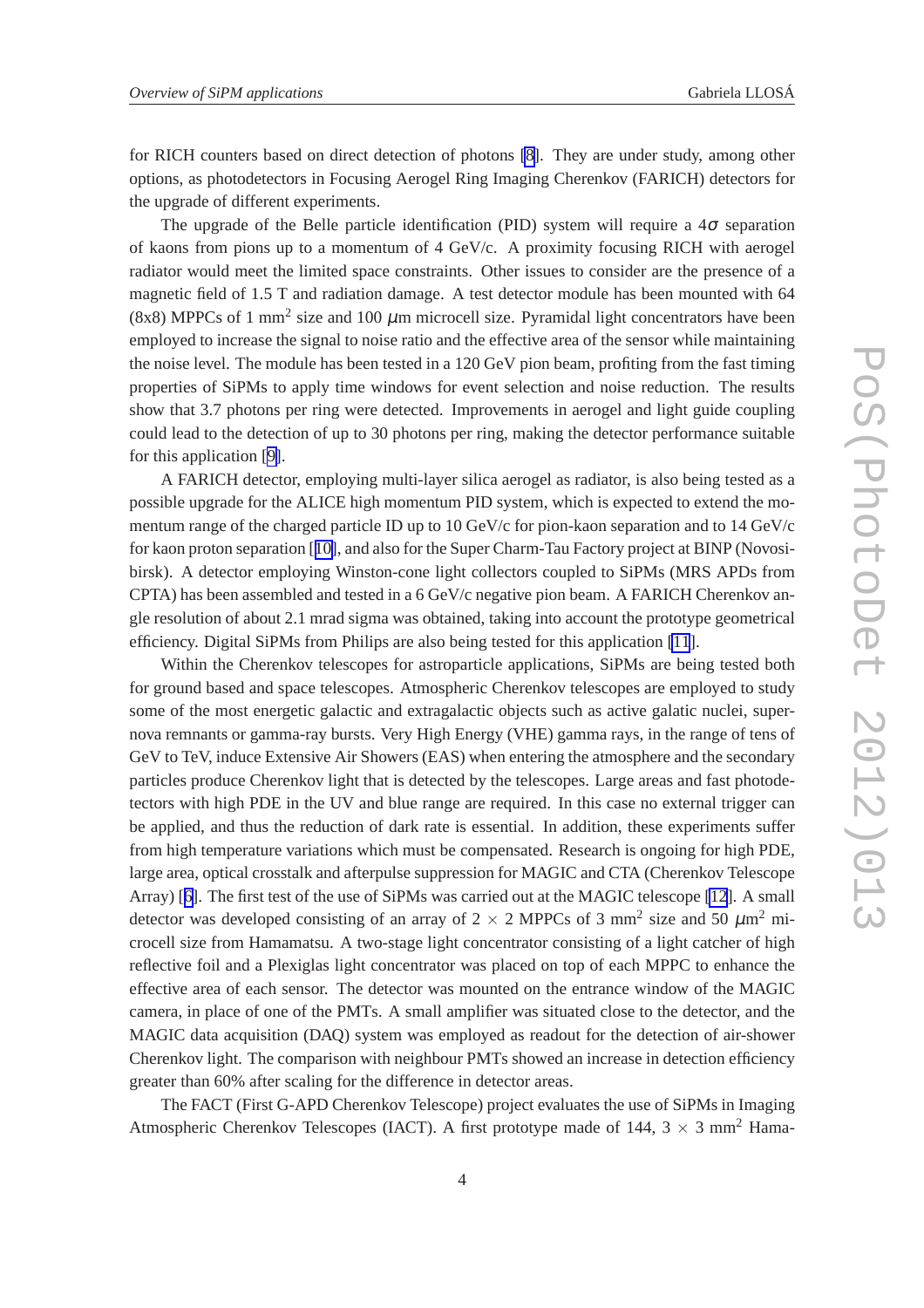for RICH counters based on direct detection of photons [8]. They are under study, among other options, as photodetectors in Focusing Aerogel Ring Imaging Cherenkov (FARICH) detectors for the upgrade of different experiments.

The upgrade of the Belle particle identification (PID) system will require a $4\sigma$ separation of kaons from pions up to a momentum of 4 GeV/c. A proximity focusing RICH with aerogel radiator would meet the limited space constraints. Other issues to consider are the presence of a magnetic field of 1.5 T and radiation damage. A test detector module has been mounted with 64 (8x8) MPPCs of 1 mm$^2$ size and 100 $\mu$m microcell size. Pyramidal light concentrators have been employed to increase the signal to noise ratio and the effective area of the sensor while maintaining the noise level. The module has been tested in a 120 GeV pion beam, profiting from the fast timing properties of SiPMs to apply time windows for event selection and noise reduction. The results show that 3.7 photons per ring were detected. Improvements in aerogel and light guide coupling could lead to the detection of up to 30 photons per ring, making the detector performance suitable for this application [9].

A FARICH detector, employing multi-layer silica aerogel as radiator, is also being tested as a possible upgrade for the ALICE high momentum PID system, which is expected to extend the momentum range of the charged particle ID up to 10 GeV/c for pion-kaon separation and to 14 GeV/c for kaon proton separation [10], and also for the Super Charm-Tau Factory project at BINP (Novosibirsk). A detector employing Winston-cone light collectors coupled to SiPMs (MRS APDs from CPTA) has been assembled and tested in a 6 GeV/c negative pion beam. A FARICH Cherenkov angle resolution of about 2.1 mrad sigma was obtained, taking into account the prototype geometrical efficiency. Digital SiPMs from Philips are also being tested for this application [11].

Within the Cherenkov telescopes for astroparticle applications, SiPMs are being tested both for ground based and space telescopes. Atmospheric Cherenkov telescopes are employed to study some of the most energetic galactic and extragalactic objects such as active galatic nuclei, supernova remnants or gamma-ray bursts. Very High Energy (VHE) gamma rays, in the range of tens of GeV to TeV, induce Extensive Air Showers (EAS) when entering the atmosphere and the secondary particles produce Cherenkov light that is detected by the telescopes. Large areas and fast photodetectors with high PDE in the UV and blue range are required. In this case no external trigger can be applied, and thus the reduction of dark rate is essential. In addition, these experiments suffer from high temperature variations which must be compensated. Research is ongoing for high PDE, large area, optical crosstalk and afterpulse suppression for MAGIC and CTA (Cherenkov Telescope Array) [6]. The first test of the use of SiPMs was carried out at the MAGIC telescope [12]. A small detector was developed consisting of an array of 2 $\times$ 2 MPPCs of 3 mm$^2$ size and 50 $\mu$m$^2$ microcell size from Hamamatsu. A two-stage light concentrator consisting of a light catcher of high reflective foil and a Plexiglas light concentrator was placed on top of each MPPC to enhance the effective area of each sensor. The detector was mounted on the entrance window of the MAGIC camera, in place of one of the PMTs. A small amplifier was situated close to the detector, and the MAGIC data acquisition (DAQ) system was employed as readout for the detection of air-shower Cherenkov light. The comparison with neighbour PMTs showed an increase in detection efficiency greater than 60% after scaling for the difference in detector areas.

The FACT (First G-APD Cherenkov Telescope) project evaluates the use of SiPMs in Imaging Atmospheric Cherenkov Telescopes (IACT). A first prototype made of 144, 3 $\times$ 3 mm$^2$ Hama-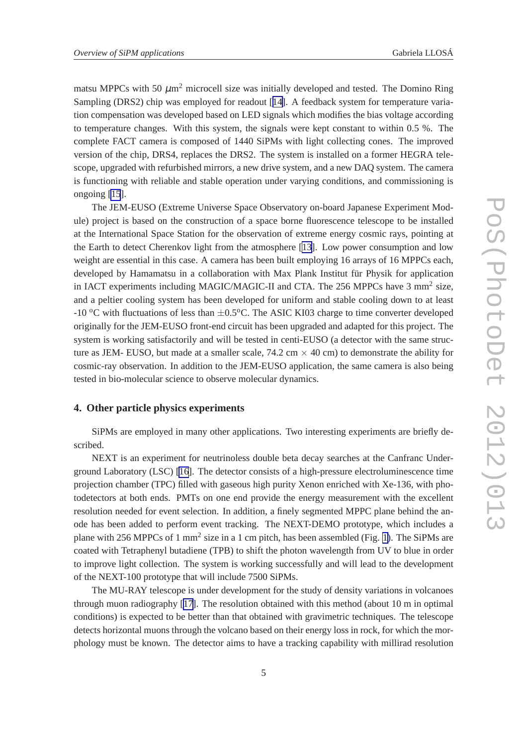matsu MPPCs with 50 $\mu$m$^2$ microcell size was initially developed and tested. The Domino Ring Sampling (DRS2) chip was employed for readout [14]. A feedback system for temperature variation compensation was developed based on LED signals which modifies the bias voltage according to temperature changes. With this system, the signals were kept constant to within 0.5 %. The complete FACT camera is composed of 1440 SiPMs with light collecting cones. The improved version of the chip, DRS4, replaces the DRS2. The system is installed on a former HEGRA telescope, upgraded with refurbished mirrors, a new drive system, and a new DAQ system. The camera is functioning with reliable and stable operation under varying conditions, and commissioning is ongoing [15].

The JEM-EUSO (Extreme Universe Space Observatory on-board Japanese Experiment Module) project is based on the construction of a space borne fluorescence telescope to be installed at the International Space Station for the observation of extreme energy cosmic rays, pointing at the Earth to detect Cherenkov light from the atmosphere [13]. Low power consumption and low weight are essential in this case. A camera has been built employing 16 arrays of 16 MPPCs each, developed by Hamamatsu in a collaboration with Max Plank Institut für Physik for application in IACT experiments including MAGIC/MAGIC-II and CTA. The 256 MPPCs have 3 mm$^2$ size, and a peltier cooling system has been developed for uniform and stable cooling down to at least -10 $^o$C with fluctuations of less than $\pm$0.5$^o$C. The ASIC KI03 charge to time converter developed originally for the JEM-EUSO front-end circuit has been upgraded and adapted for this project. The system is working satisfactorily and will be tested in centi-EUSO (a detector with the same structure as JEM- EUSO, but made at a smaller scale, 74.2 cm $\times$ 40 cm) to demonstrate the ability for cosmic-ray observation. In addition to the JEM-EUSO application, the same camera is also being tested in bio-molecular science to observe molecular dynamics.

## 4. Other particle physics experiments

SiPMs are employed in many other applications. Two interesting experiments are briefly described.

NEXT is an experiment for neutrinoless double beta decay searches at the Canfranc Underground Laboratory (LSC) [16]. The detector consists of a high-pressure electroluminescence time projection chamber (TPC) filled with gaseous high purity Xenon enriched with Xe-136, with photodetectors at both ends. PMTs on one end provide the energy measurement with the excellent resolution needed for event selection. In addition, a finely segmented MPPC plane behind the anode has been added to perform event tracking. The NEXT-DEMO prototype, which includes a plane with 256 MPPCs of 1 mm$^2$ size in a 1 cm pitch, has been assembled (Fig. 1). The SiPMs are coated with Tetraphenyl butadiene (TPB) to shift the photon wavelength from UV to blue in order to improve light collection. The system is working successfully and will lead to the development of the NEXT-100 prototype that will include 7500 SiPMs.

The MU-RAY telescope is under development for the study of density variations in volcanoes through muon radiography [17]. The resolution obtained with this method (about 10 m in optimal conditions) is expected to be better than that obtained with gravimetric techniques. The telescope detects horizontal muons through the volcano based on their energy loss in rock, for which the morphology must be known. The detector aims to have a tracking capability with millirad resolution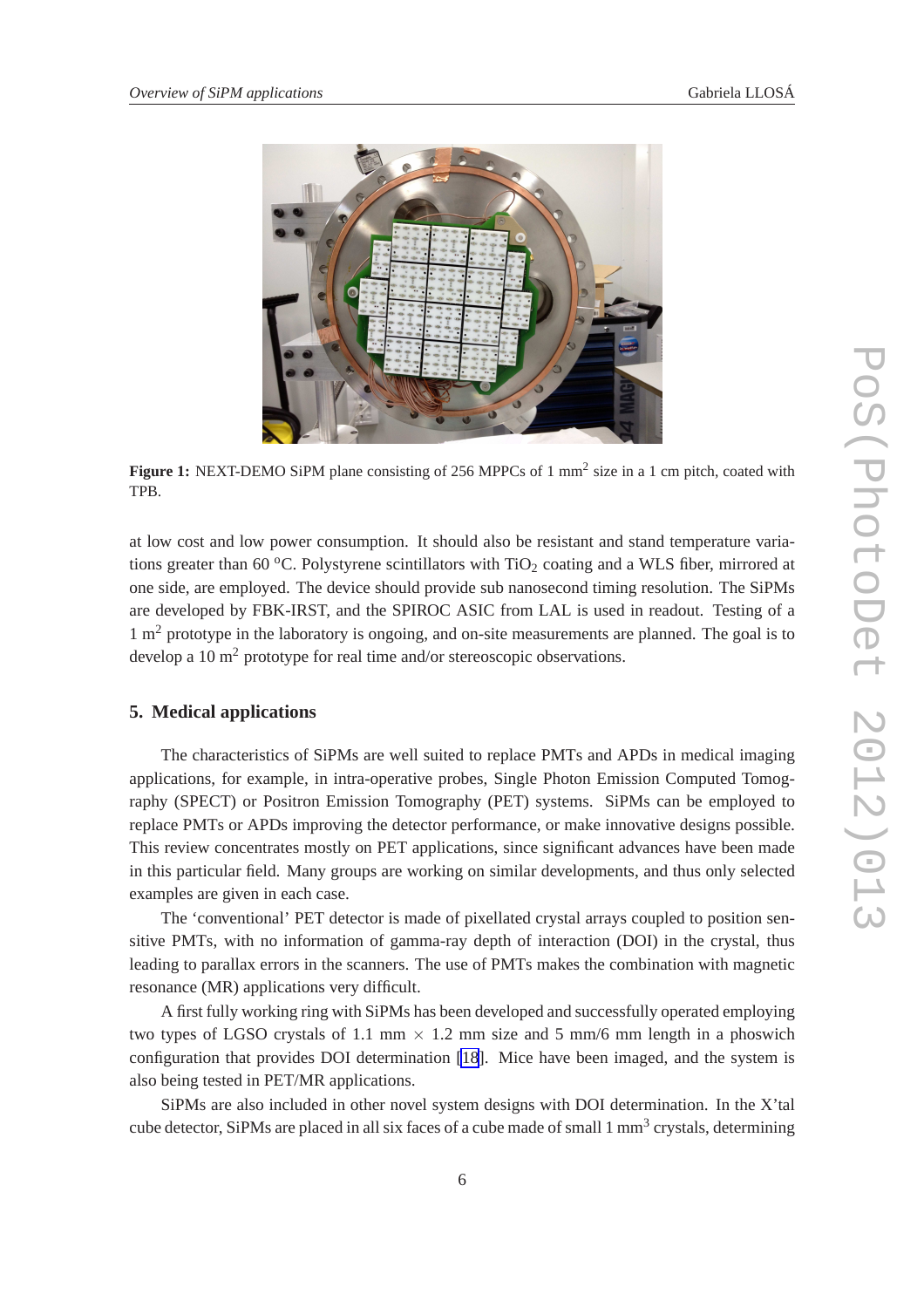**Figure 1:** NEXT-DEMO SiPM plane consisting of 256 MPPCs of 1 mm$^2$ size in a 1 cm pitch, coated with TPB.

at low cost and low power consumption. It should also be resistant and stand temperature variations greater than 60 $^o$C. Polystyrene scintillators with $TiO_2$ coating and a WLS fiber, mirrored at one side, are employed. The device should provide sub nanosecond timing resolution. The SiPMs are developed by FBK-IRST, and the SPIROC ASIC from LAL is used in readout. Testing of a 1 m$^2$ prototype in the laboratory is ongoing, and on-site measurements are planned. The goal is to develop a 10 m$^2$ prototype for real time and/or stereoscopic observations.

## 5. Medical applications

The characteristics of SiPMs are well suited to replace PMTs and APDs in medical imaging applications, for example, in intra-operative probes, Single Photon Emission Computed Tomography (SPECT) or Positron Emission Tomography (PET) systems. SiPMs can be employed to replace PMTs or APDs improving the detector performance, or make innovative designs possible. This review concentrates mostly on PET applications, since significant advances have been made in this particular field. Many groups are working on similar developments, and thus only selected examples are given in each case.

The 'conventional' PET detector is made of pixellated crystal arrays coupled to position sensitive PMTs, with no information of gamma-ray depth of interaction (DOI) in the crystal, thus leading to parallax errors in the scanners. The use of PMTs makes the combination with magnetic resonance (MR) applications very difficult.

A first fully working ring with SiPMs has been developed and successfully operated employing two types of LGSO crystals of 1.1 mm $\times$ 1.2 mm size and 5 mm/6 mm length in a phoswich configuration that provides DOI determination [18]. Mice have been imaged, and the system is also being tested in PET/MR applications.

SiPMs are also included in other novel system designs with DOI determination. In the X'tal cube detector, SiPMs are placed in all six faces of a cube made of small 1 mm$^3$ crystals, determining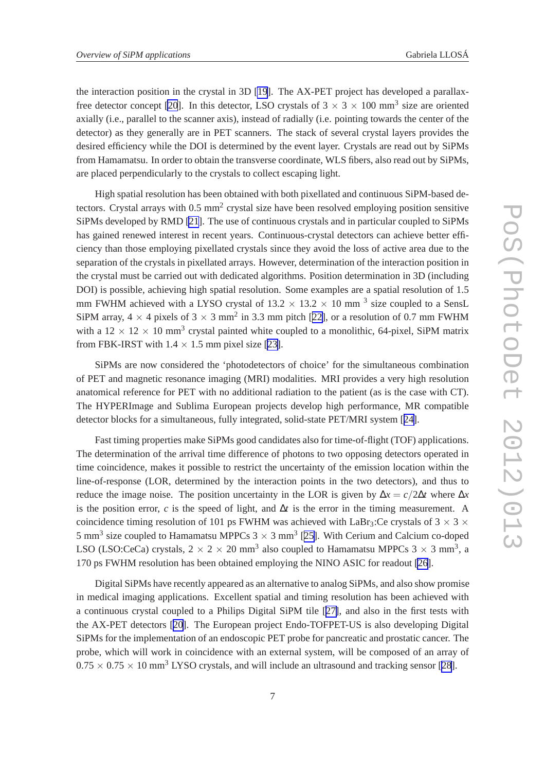the interaction position in the crystal in 3D [19]. The AX-PET project has developed a parallax-free detector concept [20]. In this detector, LSO crystals of 3 × 3 × 100 mm$^3$ size are oriented axially (i.e., parallel to the scanner axis), instead of radially (i.e. pointing towards the center of the detector) as they generally are in PET scanners. The stack of several crystal layers provides the desired efficiency while the DOI is determined by the event layer. Crystals are read out by SiPMs from Hamamatsu. In order to obtain the transverse coordinate, WLS fibers, also read out by SiPMs, are placed perpendicularly to the crystals to collect escaping light.

High spatial resolution has been obtained with both pixellated and continuous SiPM-based detectors. Crystal arrays with 0.5 mm$^2$ crystal size have been resolved employing position sensitive SiPMs developed by RMD [21]. The use of continuous crystals and in particular coupled to SiPMs has gained renewed interest in recent years. Continuous-crystal detectors can achieve better efficiency than those employing pixellated crystals since they avoid the loss of active area due to the separation of the crystals in pixellated arrays. However, determination of the interaction position in the crystal must be carried out with dedicated algorithms. Position determination in 3D (including DOI) is possible, achieving high spatial resolution. Some examples are a spatial resolution of 1.5 mm FWHM achieved with a LYSO crystal of 13.2 × 13.2 × 10 mm $^3$ size coupled to a SensL SiPM array, 4 × 4 pixels of 3 × 3 mm$^2$ in 3.3 mm pitch [22], or a resolution of 0.7 mm FWHM with a 12 × 12 × 10 mm$^3$ crystal painted white coupled to a monolithic, 64-pixel, SiPM matrix from FBK-IRST with 1.4 × 1.5 mm pixel size [23].

SiPMs are now considered the 'photodetectors of choice' for the simultaneous combination of PET and magnetic resonance imaging (MRI) modalities. MRI provides a very high resolution anatomical reference for PET with no additional radiation to the patient (as is the case with CT). The HYPERImage and Sublima European projects develop high performance, MR compatible detector blocks for a simultaneous, fully integrated, solid-state PET/MRI system [24].

Fast timing properties make SiPMs good candidates also for time-of-flight (TOF) applications. The determination of the arrival time difference of photons to two opposing detectors operated in time coincidence, makes it possible to restrict the uncertainty of the emission location within the line-of-response (LOR, determined by the interaction points in the two detectors), and thus to reduce the image noise. The position uncertainty in the LOR is given by $\Delta x = c/2\Delta t$ where $\Delta x$ is the position error, $c$ is the speed of light, and $\Delta t$ is the error in the timing measurement. A coincidence timing resolution of 101 ps FWHM was achieved with $LaBr_3$:Ce crystals of 3 × 3 × 5 mm$^3$ size coupled to Hamamatsu MPPCs 3 × 3 mm$^3$ [25]. With Cerium and Calcium co-doped LSO (LSO:CeCa) crystals, 2 × 2 × 20 mm$^3$ also coupled to Hamamatsu MPPCs 3 × 3 mm$^3$, a 170 ps FWHM resolution has been obtained employing the NINO ASIC for readout [26].

Digital SiPMs have recently appeared as an alternative to analog SiPMs, and also show promise in medical imaging applications. Excellent spatial and timing resolution has been achieved with a continuous crystal coupled to a Philips Digital SiPM tile [27], and also in the first tests with the AX-PET detectors [20]. The European project Endo-TOFPET-US is also developing Digital SiPMs for the implementation of an endoscopic PET probe for pancreatic and prostatic cancer. The probe, which will work in coincidence with an external system, will be composed of an array of 0.75 × 0.75 × 10 mm$^3$ LYSO crystals, and will include an ultrasound and tracking sensor [28].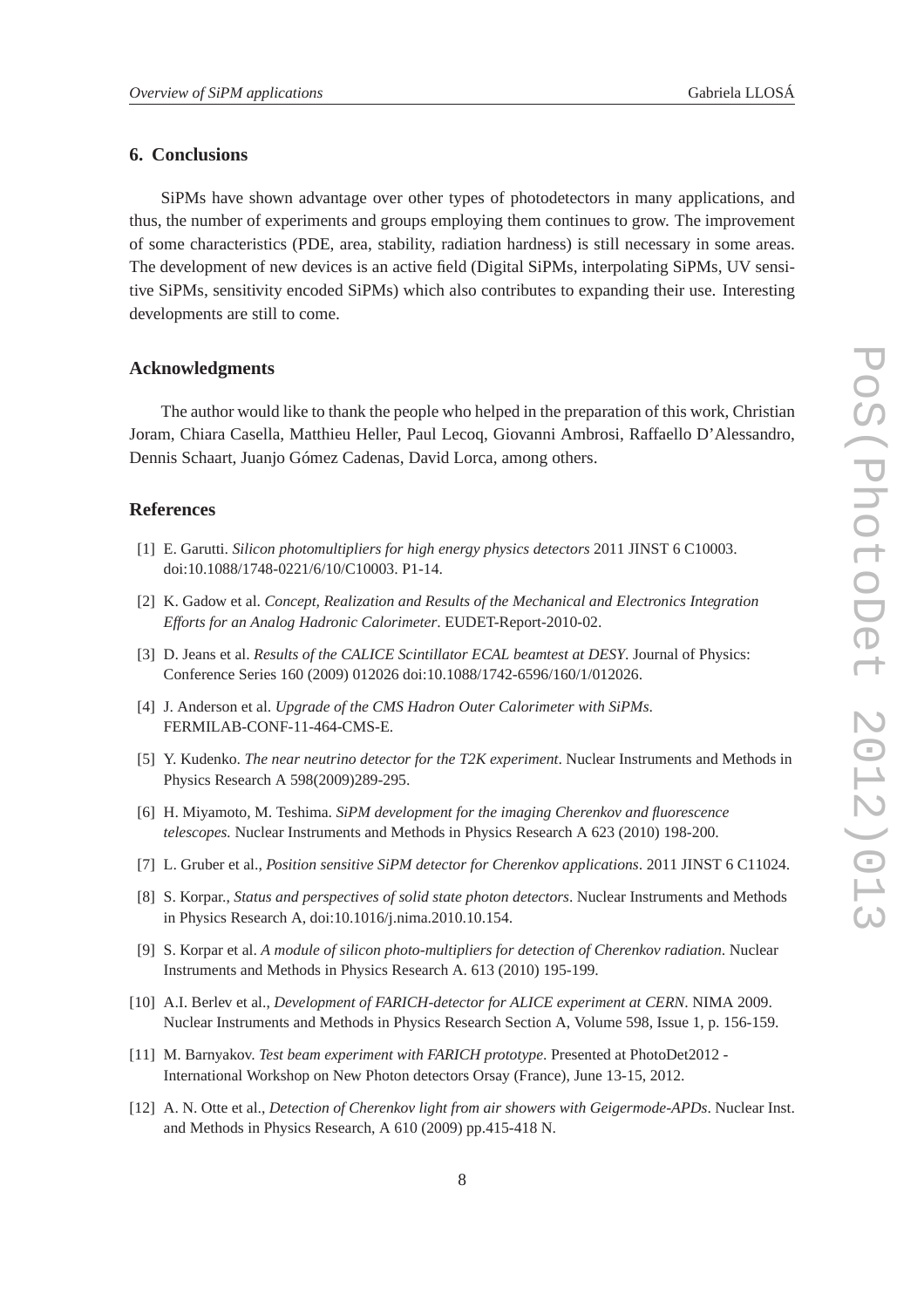## 6. Conclusions

SiPMs have shown advantage over other types of photodetectors in many applications, and thus, the number of experiments and groups employing them continues to grow. The improvement of some characteristics (PDE, area, stability, radiation hardness) is still necessary in some areas. The development of new devices is an active field (Digital SiPMs, interpolating SiPMs, UV sensitive SiPMs, sensitivity encoded SiPMs) which also contributes to expanding their use. Interesting developments are still to come.

## Acknowledgments

The author would like to thank the people who helped in the preparation of this work, Christian Joram, Chiara Casella, Matthieu Heller, Paul Lecoq, Giovanni Ambrosi, Raffaello D'Alessandro, Dennis Schaart, Juanjo Gómez Cadenas, David Lorca, among others.

## References

[1] E. Garutti. *Silicon photomultipliers for high energy physics detectors* 2011 JINST 6 C10003. doi:10.1088/1748-0221/6/10/C10003. P1-14.

[2] K. Gadow et al. *Concept, Realization and Results of the Mechanical and Electronics Integration Efforts for an Analog Hadronic Calorimeter*. EUDET-Report-2010-02.

[3] D. Jeans et al. *Results of the CALICE Scintillator ECAL beamtest at DESY*. Journal of Physics: Conference Series 160 (2009) 012026 doi:10.1088/1742-6596/160/1/012026.

[4] J. Anderson et al. *Upgrade of the CMS Hadron Outer Calorimeter with SiPMs*. FERMILAB-CONF-11-464-CMS-E.

[5] Y. Kudenko. *The near neutrino detector for the T2K experiment*. Nuclear Instruments and Methods in Physics Research A 598(2009)289-295.

[6] H. Miyamoto, M. Teshima. *SiPM development for the imaging Cherenkov and fluorescence telescopes.* Nuclear Instruments and Methods in Physics Research A 623 (2010) 198-200.

[7] L. Gruber et al., *Position sensitive SiPM detector for Cherenkov applications*. 2011 JINST 6 C11024.

[8] S. Korpar., *Status and perspectives of solid state photon detectors*. Nuclear Instruments and Methods in Physics Research A, doi:10.1016/j.nima.2010.10.154.

[9] S. Korpar et al. *A module of silicon photo-multipliers for detection of Cherenkov radiation*. Nuclear Instruments and Methods in Physics Research A. 613 (2010) 195-199.

[10] A.I. Berlev et al., *Development of FARICH-detector for ALICE experiment at CERN*. NIMA 2009. Nuclear Instruments and Methods in Physics Research Section A, Volume 598, Issue 1, p. 156-159.

[11] M. Barnyakov. *Test beam experiment with FARICH prototype*. Presented at PhotoDet2012 - International Workshop on New Photon detectors Orsay (France), June 13-15, 2012.

[12] A. N. Otte et al., *Detection of Cherenkov light from air showers with Geigermode-APDs*. Nuclear Inst. and Methods in Physics Research, A 610 (2009) pp.415-418 N.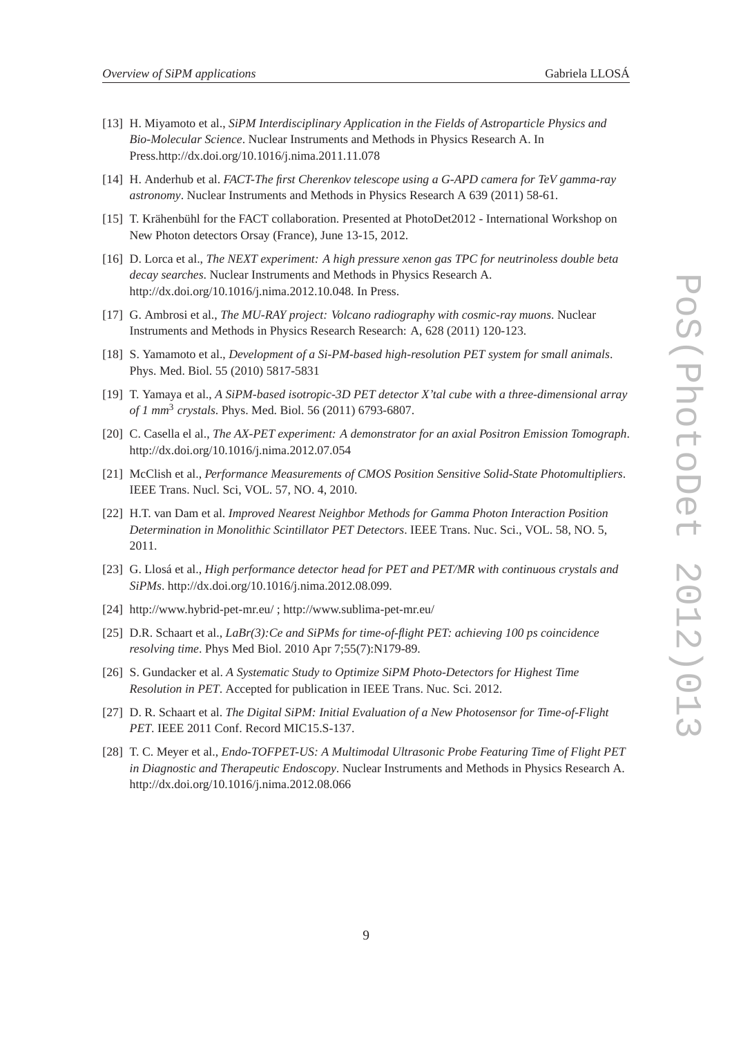[13] H. Miyamoto et al., *SiPM Interdisciplinary Application in the Fields of Astroparticle Physics and Bio-Molecular Science*. Nuclear Instruments and Methods in Physics Research A. In Press.http://dx.doi.org/10.1016/j.nima.2011.11.078

[14] H. Anderhub et al. *FACT-The first Cherenkov telescope using a G-APD camera for TeV gamma-ray astronomy*. Nuclear Instruments and Methods in Physics Research A 639 (2011) 58-61.

[15] T. Krähenbühl for the FACT collaboration. Presented at PhotoDet2012 - International Workshop on New Photon detectors Orsay (France), June 13-15, 2012.

[16] D. Lorca et al., *The NEXT experiment: A high pressure xenon gas TPC for neutrinoless double beta decay searches*. Nuclear Instruments and Methods in Physics Research A. http://dx.doi.org/10.1016/j.nima.2012.10.048. In Press.

[17] G. Ambrosi et al., *The MU-RAY project: Volcano radiography with cosmic-ray muons*. Nuclear Instruments and Methods in Physics Research Research: A, 628 (2011) 120-123.

[18] S. Yamamoto et al., *Development of a Si-PM-based high-resolution PET system for small animals*. Phys. Med. Biol. 55 (2010) 5817-5831

[19] T. Yamaya et al., *A SiPM-based isotropic-3D PET detector X'tal cube with a three-dimensional array of 1 mm$^3$ crystals*. Phys. Med. Biol. 56 (2011) 6793-6807.

[20] C. Casella el al., *The AX-PET experiment: A demonstrator for an axial Positron Emission Tomograph*. http://dx.doi.org/10.1016/j.nima.2012.07.054

[21] McClish et al., *Performance Measurements of CMOS Position Sensitive Solid-State Photomultipliers*. IEEE Trans. Nucl. Sci, VOL. 57, NO. 4, 2010.

[22] H.T. van Dam et al. *Improved Nearest Neighbor Methods for Gamma Photon Interaction Position Determination in Monolithic Scintillator PET Detectors*. IEEE Trans. Nuc. Sci., VOL. 58, NO. 5, 2011.

[23] G. Llosá et al., *High performance detector head for PET and PET/MR with continuous crystals and SiPMs*. http://dx.doi.org/10.1016/j.nima.2012.08.099.

[24] http://www.hybrid-pet-mr.eu/ ; http://www.sublima-pet-mr.eu/

[25] D.R. Schaart et al., *LaBr(3):Ce and SiPMs for time-of-flight PET: achieving 100 ps coincidence resolving time*. Phys Med Biol. 2010 Apr 7;55(7):N179-89.

[26] S. Gundacker et al. *A Systematic Study to Optimize SiPM Photo-Detectors for Highest Time Resolution in PET*. Accepted for publication in IEEE Trans. Nuc. Sci. 2012.

[27] D. R. Schaart et al. *The Digital SiPM: Initial Evaluation of a New Photosensor for Time-of-Flight PET*. IEEE 2011 Conf. Record MIC15.S-137.

[28] T. C. Meyer et al., *Endo-TOFPET-US: A Multimodal Ultrasonic Probe Featuring Time of Flight PET in Diagnostic and Therapeutic Endoscopy*. Nuclear Instruments and Methods in Physics Research A. http://dx.doi.org/10.1016/j.nima.2012.08.066